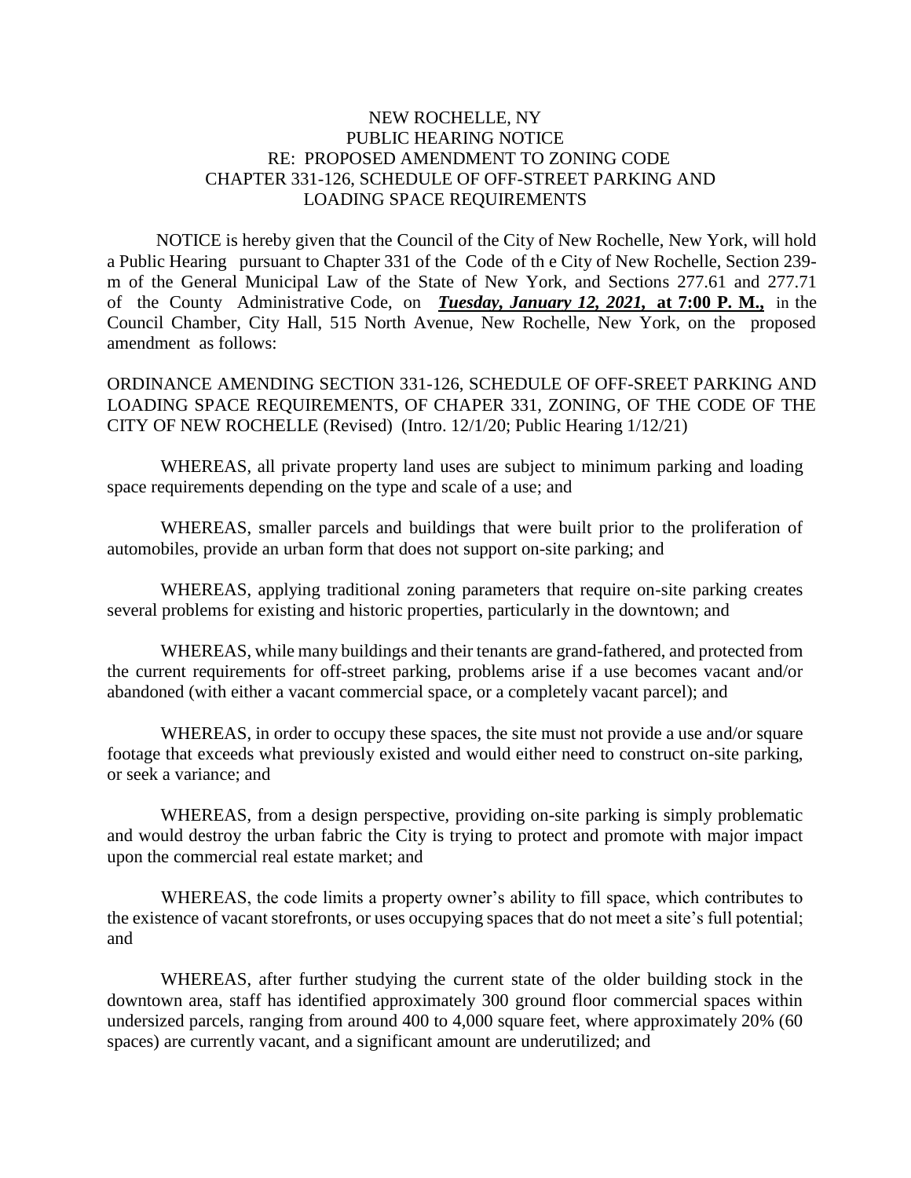# NEW ROCHELLE, NY
## PUBLIC HEARING NOTICE
## RE: PROPOSED AMENDMENT TO ZONING CODE CHAPTER 331-126, SCHEDULE OF OFF-STREET PARKING AND LOADING SPACE REQUIREMENTS

NOTICE is hereby given that the Council of the City of New Rochelle, New York, will hold a Public Hearing pursuant to Chapter 331 of the Code of th e City of New Rochelle, Section 239-m of the General Municipal Law of the State of New York, and Sections 277.61 and 277.71 of the County Administrative Code, on ***Tuesday, January 12, 2021,*** **at 7:00 P. M.,** in the Council Chamber, City Hall, 515 North Avenue, New Rochelle, New York, on the proposed amendment as follows:

ORDINANCE AMENDING SECTION 331-126, SCHEDULE OF OFF-SREET PARKING AND LOADING SPACE REQUIREMENTS, OF CHAPER 331, ZONING, OF THE CODE OF THE CITY OF NEW ROCHELLE (Revised) (Intro. 12/1/20; Public Hearing 1/12/21)

WHEREAS, all private property land uses are subject to minimum parking and loading space requirements depending on the type and scale of a use; and

WHEREAS, smaller parcels and buildings that were built prior to the proliferation of automobiles, provide an urban form that does not support on-site parking; and

WHEREAS, applying traditional zoning parameters that require on-site parking creates several problems for existing and historic properties, particularly in the downtown; and

WHEREAS, while many buildings and their tenants are grand-fathered, and protected from the current requirements for off-street parking, problems arise if a use becomes vacant and/or abandoned (with either a vacant commercial space, or a completely vacant parcel); and

WHEREAS, in order to occupy these spaces, the site must not provide a use and/or square footage that exceeds what previously existed and would either need to construct on-site parking, or seek a variance; and

WHEREAS, from a design perspective, providing on-site parking is simply problematic and would destroy the urban fabric the City is trying to protect and promote with major impact upon the commercial real estate market; and

WHEREAS, the code limits a property owner's ability to fill space, which contributes to the existence of vacant storefronts, or uses occupying spaces that do not meet a site's full potential; and

WHEREAS, after further studying the current state of the older building stock in the downtown area, staff has identified approximately 300 ground floor commercial spaces within undersized parcels, ranging from around 400 to 4,000 square feet, where approximately 20% (60 spaces) are currently vacant, and a significant amount are underutilized; and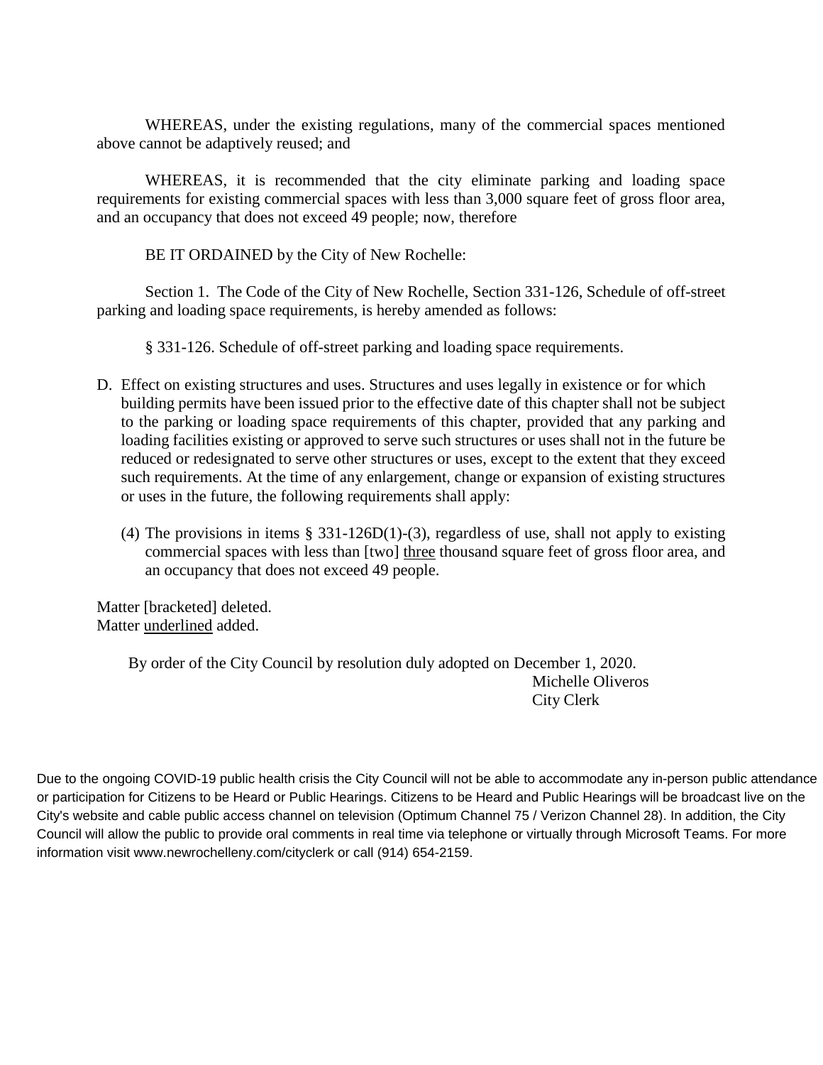WHEREAS, under the existing regulations, many of the commercial spaces mentioned above cannot be adaptively reused; and

WHEREAS, it is recommended that the city eliminate parking and loading space requirements for existing commercial spaces with less than 3,000 square feet of gross floor area, and an occupancy that does not exceed 49 people; now, therefore

BE IT ORDAINED by the City of New Rochelle:

Section 1. The Code of the City of New Rochelle, Section 331-126, Schedule of off-street parking and loading space requirements, is hereby amended as follows:

§ 331-126. Schedule of off-street parking and loading space requirements.

D. Effect on existing structures and uses. Structures and uses legally in existence or for which building permits have been issued prior to the effective date of this chapter shall not be subject to the parking or loading space requirements of this chapter, provided that any parking and loading facilities existing or approved to serve such structures or uses shall not in the future be reduced or redesignated to serve other structures or uses, except to the extent that they exceed such requirements. At the time of any enlargement, change or expansion of existing structures or uses in the future, the following requirements shall apply:

   (4) The provisions in items § 331-126D(1)-(3), regardless of use, shall not apply to existing commercial spaces with less than [two] <u>three</u> thousand square feet of gross floor area, and an occupancy that does not exceed 49 people.

Matter [bracketed] deleted.
Matter <u>underlined</u> added.

By order of the City Council by resolution duly adopted on December 1, 2020.

Michelle Oliveros
City Clerk

Due to the ongoing COVID-19 public health crisis the City Council will not be able to accommodate any in-person public attendance or participation for Citizens to be Heard or Public Hearings. Citizens to be Heard and Public Hearings will be broadcast live on the City's website and cable public access channel on television (Optimum Channel 75 / Verizon Channel 28). In addition, the City Council will allow the public to provide oral comments in real time via telephone or virtually through Microsoft Teams. For more information visit www.newrochelleny.com/cityclerk or call (914) 654-2159.